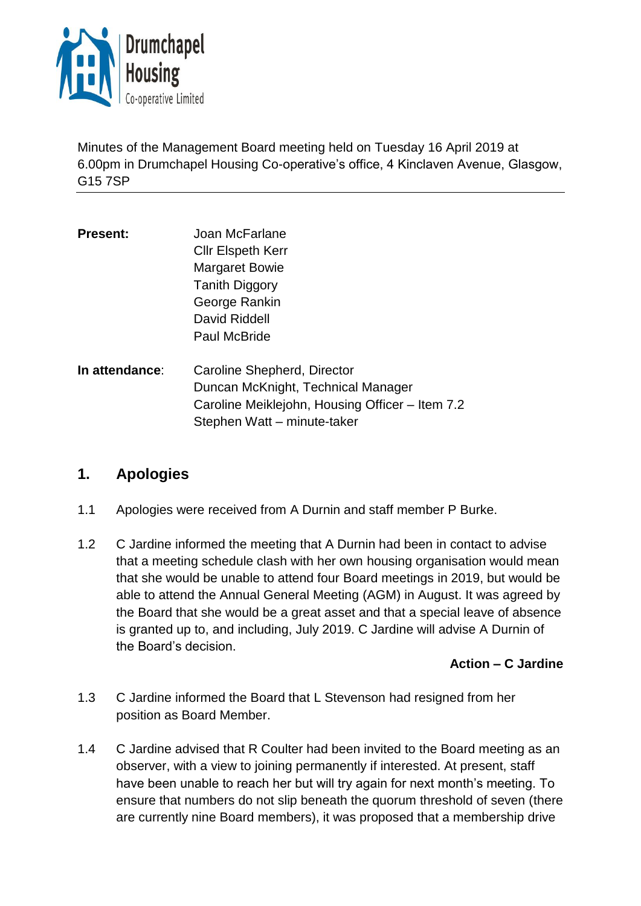Minutes of the Management Board meeting held on Tuesday 16 April 2019 at 6.00pm in Drumchapel Housing Co-operative's office, 4 Kinclaven Avenue, Glasgow, G15 7SP

| | |
|---|---|
| **Present:** | Joan McFarlane<br>Cllr Elspeth Kerr<br>Margaret Bowie<br>Tanith Diggory<br>George Rankin<br>David Riddell<br>Paul McBride |
| **In attendance:** | Caroline Shepherd, Director<br>Duncan McKnight, Technical Manager<br>Caroline Meiklejohn, Housing Officer – Item 7.2<br>Stephen Watt – minute-taker |

## 1. Apologies

1.1 Apologies were received from A Durnin and staff member P Burke.

1.2 C Jardine informed the meeting that A Durnin had been in contact to advise that a meeting schedule clash with her own housing organisation would mean that she would be unable to attend four Board meetings in 2019, but would be able to attend the Annual General Meeting (AGM) in August. It was agreed by the Board that she would be a great asset and that a special leave of absence is granted up to, and including, July 2019. C Jardine will advise A Durnin of the Board's decision.

**Action – C Jardine**

1.3 C Jardine informed the Board that L Stevenson had resigned from her position as Board Member.

1.4 C Jardine advised that R Coulter had been invited to the Board meeting as an observer, with a view to joining permanently if interested. At present, staff have been unable to reach her but will try again for next month's meeting. To ensure that numbers do not slip beneath the quorum threshold of seven (there are currently nine Board members), it was proposed that a membership drive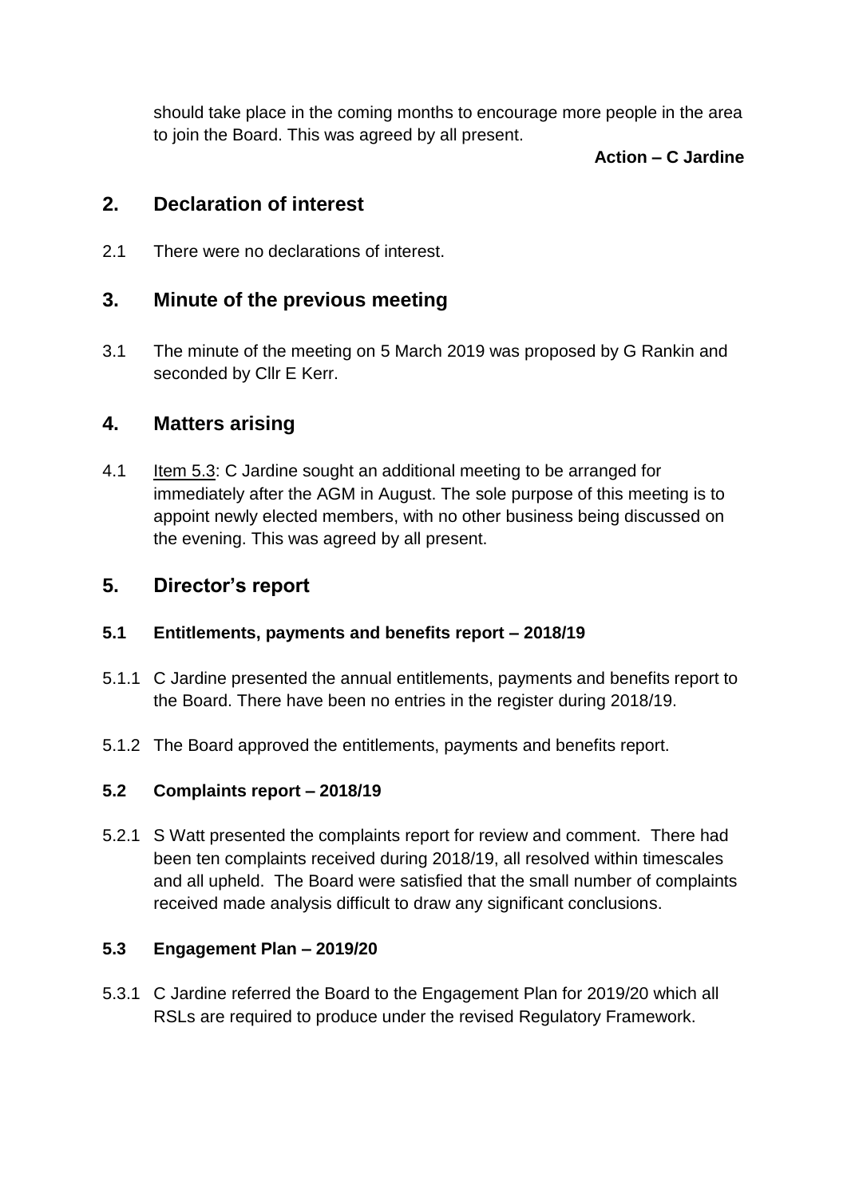should take place in the coming months to encourage more people in the area to join the Board. This was agreed by all present.

**Action – C Jardine**

## 2. Declaration of interest

2.1 There were no declarations of interest.

## 3. Minute of the previous meeting

3.1 The minute of the meeting on 5 March 2019 was proposed by G Rankin and seconded by Cllr E Kerr.

## 4. Matters arising

4.1 Item 5.3: C Jardine sought an additional meeting to be arranged for immediately after the AGM in August. The sole purpose of this meeting is to appoint newly elected members, with no other business being discussed on the evening. This was agreed by all present.

## 5. Director's report

### 5.1 Entitlements, payments and benefits report – 2018/19

5.1.1 C Jardine presented the annual entitlements, payments and benefits report to the Board. There have been no entries in the register during 2018/19.

5.1.2 The Board approved the entitlements, payments and benefits report.

### 5.2 Complaints report – 2018/19

5.2.1 S Watt presented the complaints report for review and comment. There had been ten complaints received during 2018/19, all resolved within timescales and all upheld. The Board were satisfied that the small number of complaints received made analysis difficult to draw any significant conclusions.

### 5.3 Engagement Plan – 2019/20

5.3.1 C Jardine referred the Board to the Engagement Plan for 2019/20 which all RSLs are required to produce under the revised Regulatory Framework.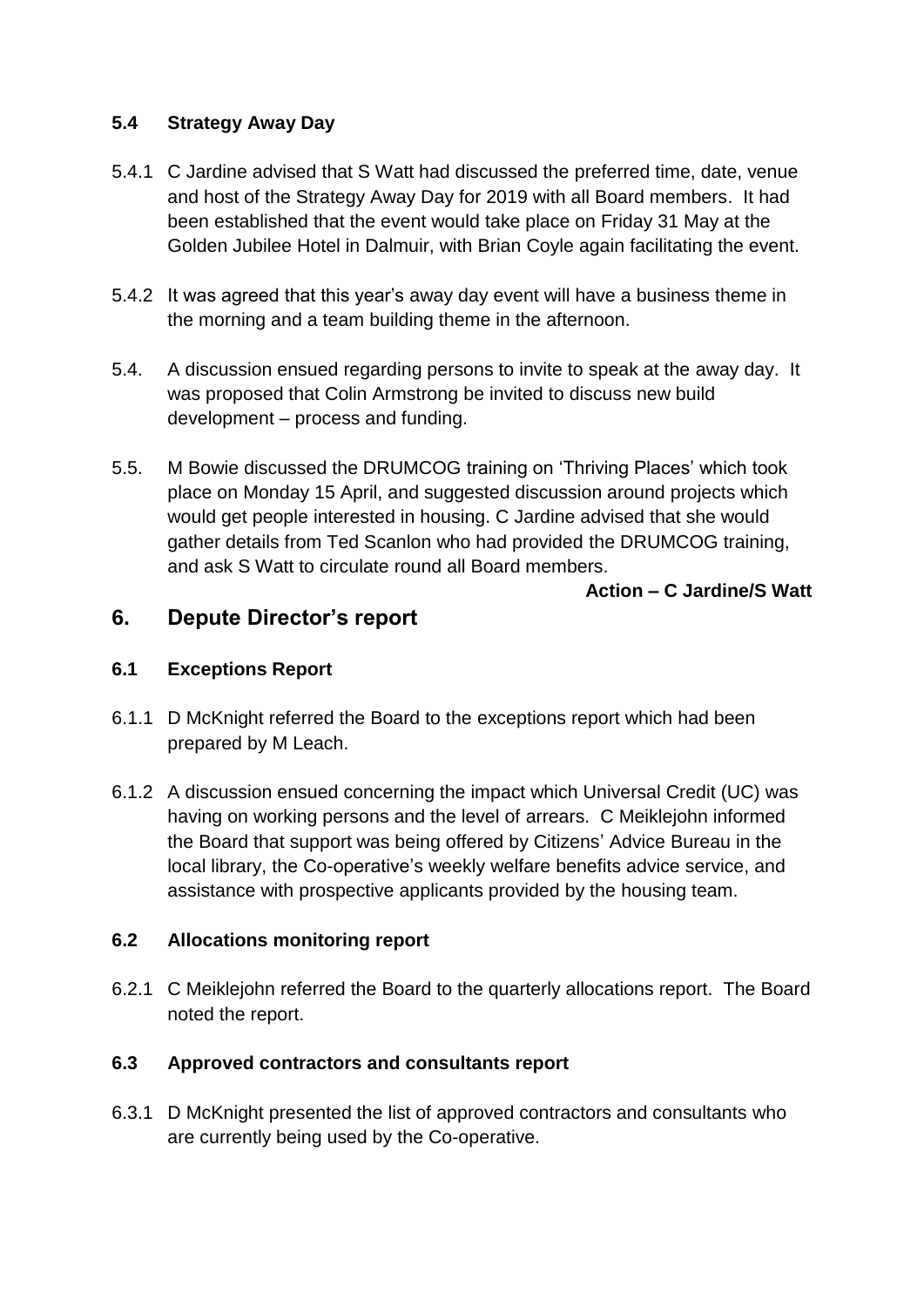### 5.4 Strategy Away Day

5.4.1 C Jardine advised that S Watt had discussed the preferred time, date, venue and host of the Strategy Away Day for 2019 with all Board members. It had been established that the event would take place on Friday 31 May at the Golden Jubilee Hotel in Dalmuir, with Brian Coyle again facilitating the event.

5.4.2 It was agreed that this year's away day event will have a business theme in the morning and a team building theme in the afternoon.

5.4. A discussion ensued regarding persons to invite to speak at the away day. It was proposed that Colin Armstrong be invited to discuss new build development – process and funding.

5.5. M Bowie discussed the DRUMCOG training on 'Thriving Places' which took place on Monday 15 April, and suggested discussion around projects which would get people interested in housing. C Jardine advised that she would gather details from Ted Scanlon who had provided the DRUMCOG training, and ask S Watt to circulate round all Board members.

**Action – C Jardine/S Watt**

## 6. Depute Director's report

### 6.1 Exceptions Report

6.1.1 D McKnight referred the Board to the exceptions report which had been prepared by M Leach.

6.1.2 A discussion ensued concerning the impact which Universal Credit (UC) was having on working persons and the level of arrears. C Meiklejohn informed the Board that support was being offered by Citizens' Advice Bureau in the local library, the Co-operative's weekly welfare benefits advice service, and assistance with prospective applicants provided by the housing team.

### 6.2 Allocations monitoring report

6.2.1 C Meiklejohn referred the Board to the quarterly allocations report. The Board noted the report.

### 6.3 Approved contractors and consultants report

6.3.1 D McKnight presented the list of approved contractors and consultants who are currently being used by the Co-operative.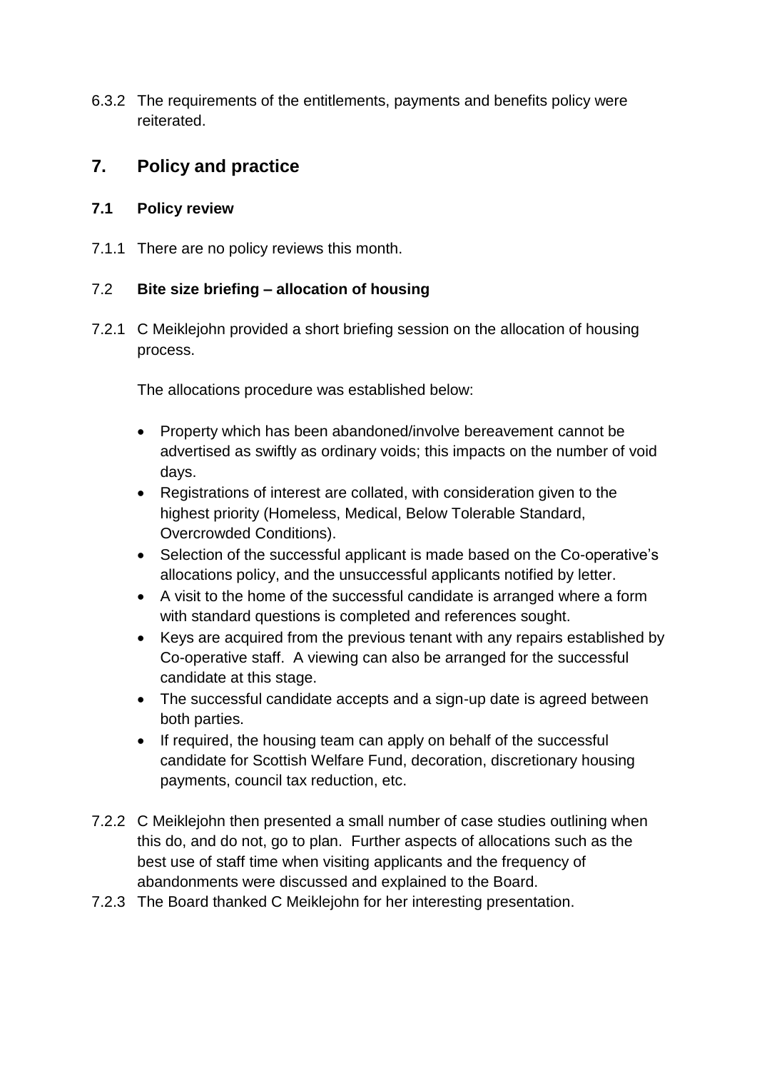6.3.2 The requirements of the entitlements, payments and benefits policy were reiterated.

## 7. Policy and practice

### 7.1 Policy review

7.1.1 There are no policy reviews this month.

### 7.2 Bite size briefing – allocation of housing

7.2.1 C Meiklejohn provided a short briefing session on the allocation of housing process.

The allocations procedure was established below:

- Property which has been abandoned/involve bereavement cannot be advertised as swiftly as ordinary voids; this impacts on the number of void days.
- Registrations of interest are collated, with consideration given to the highest priority (Homeless, Medical, Below Tolerable Standard, Overcrowded Conditions).
- Selection of the successful applicant is made based on the Co-operative's allocations policy, and the unsuccessful applicants notified by letter.
- A visit to the home of the successful candidate is arranged where a form with standard questions is completed and references sought.
- Keys are acquired from the previous tenant with any repairs established by Co-operative staff. A viewing can also be arranged for the successful candidate at this stage.
- The successful candidate accepts and a sign-up date is agreed between both parties.
- If required, the housing team can apply on behalf of the successful candidate for Scottish Welfare Fund, decoration, discretionary housing payments, council tax reduction, etc.

7.2.2 C Meiklejohn then presented a small number of case studies outlining when this do, and do not, go to plan. Further aspects of allocations such as the best use of staff time when visiting applicants and the frequency of abandonments were discussed and explained to the Board.

7.2.3 The Board thanked C Meiklejohn for her interesting presentation.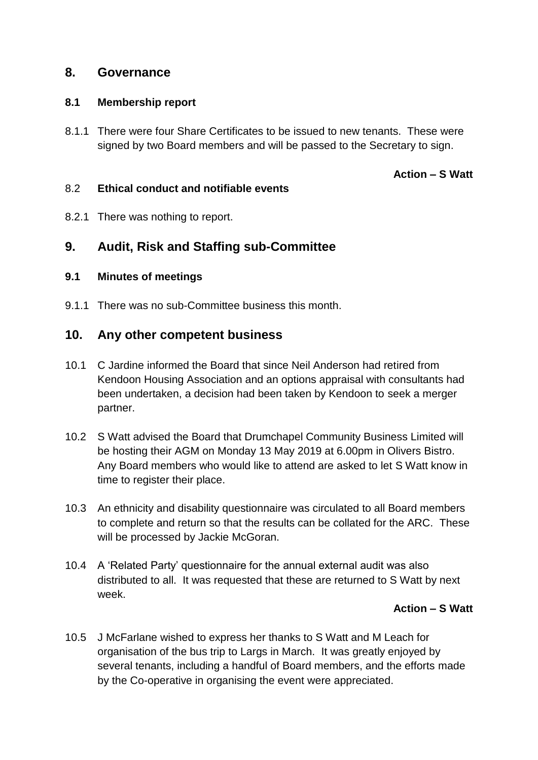## 8. Governance

### 8.1 Membership report

8.1.1 There were four Share Certificates to be issued to new tenants. These were signed by two Board members and will be passed to the Secretary to sign.

**Action – S Watt**

### 8.2 Ethical conduct and notifiable events

8.2.1 There was nothing to report.

## 9. Audit, Risk and Staffing sub-Committee

### 9.1 Minutes of meetings

9.1.1 There was no sub-Committee business this month.

## 10. Any other competent business

10.1 C Jardine informed the Board that since Neil Anderson had retired from Kendoon Housing Association and an options appraisal with consultants had been undertaken, a decision had been taken by Kendoon to seek a merger partner.

10.2 S Watt advised the Board that Drumchapel Community Business Limited will be hosting their AGM on Monday 13 May 2019 at 6.00pm in Olivers Bistro. Any Board members who would like to attend are asked to let S Watt know in time to register their place.

10.3 An ethnicity and disability questionnaire was circulated to all Board members to complete and return so that the results can be collated for the ARC. These will be processed by Jackie McGoran.

10.4 A 'Related Party' questionnaire for the annual external audit was also distributed to all. It was requested that these are returned to S Watt by next week.

**Action – S Watt**

10.5 J McFarlane wished to express her thanks to S Watt and M Leach for organisation of the bus trip to Largs in March. It was greatly enjoyed by several tenants, including a handful of Board members, and the efforts made by the Co-operative in organising the event were appreciated.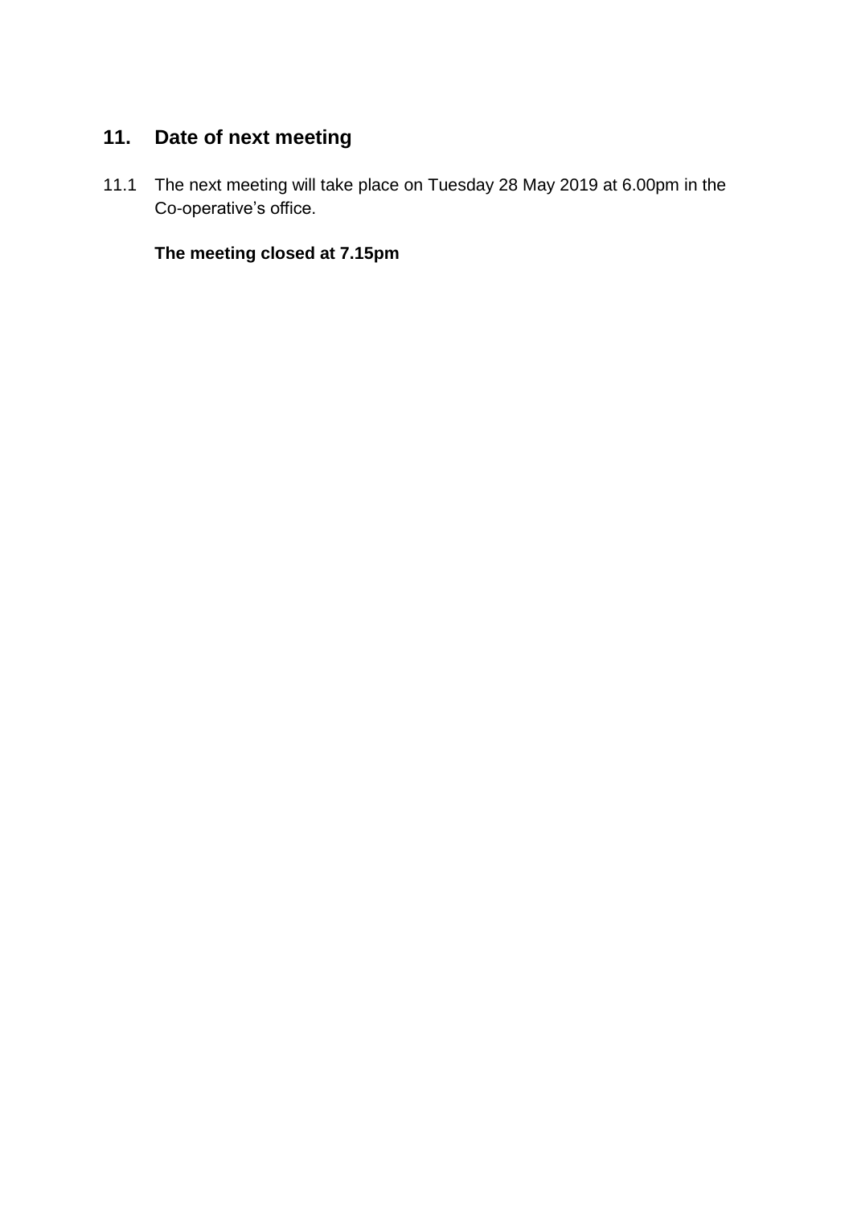## 11. Date of next meeting

11.1 The next meeting will take place on Tuesday 28 May 2019 at 6.00pm in the Co-operative's office.

**The meeting closed at 7.15pm**